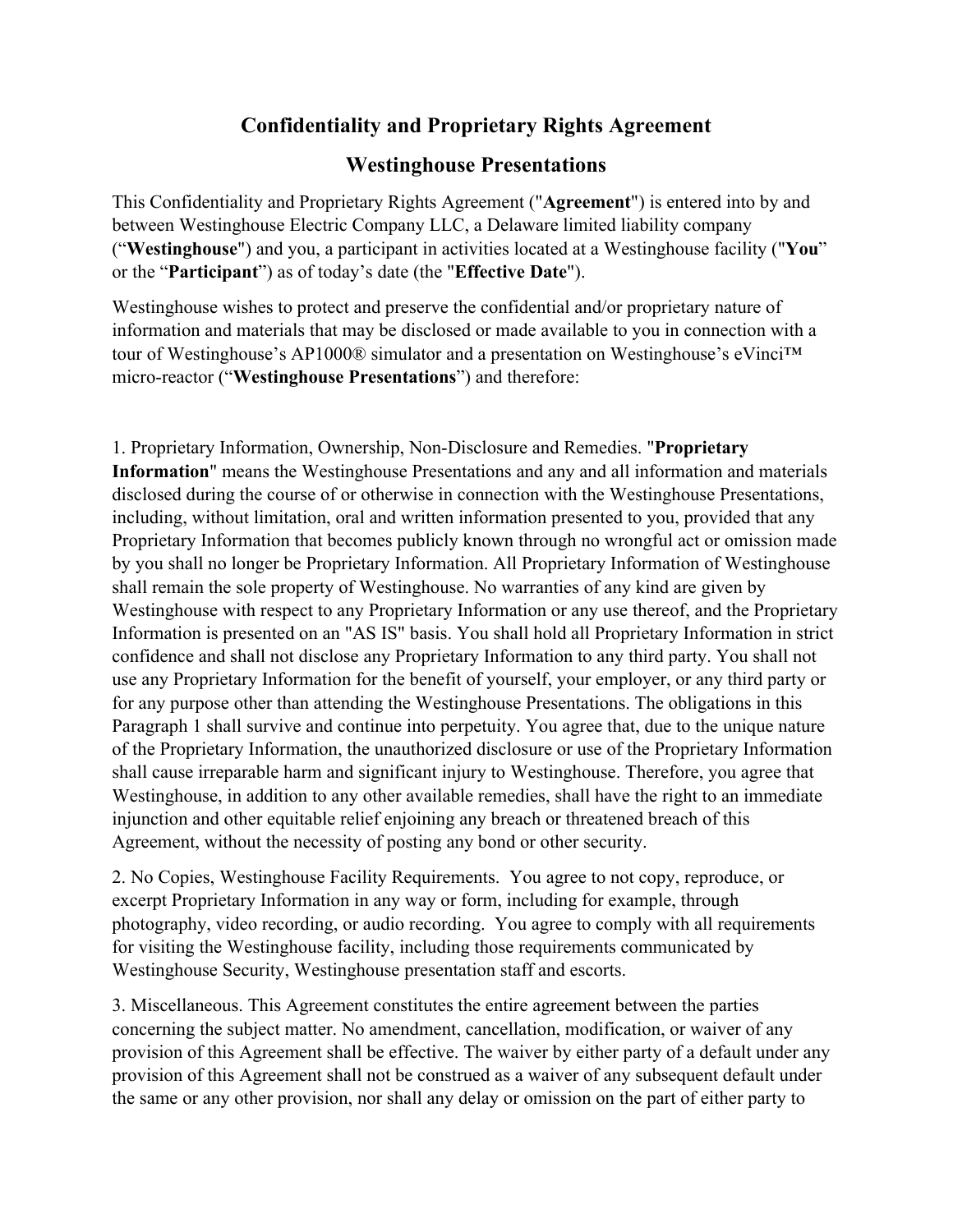# Confidentiality and Proprietary Rights Agreement

## Westinghouse Presentations

This Confidentiality and Proprietary Rights Agreement ("**Agreement**") is entered into by and between Westinghouse Electric Company LLC, a Delaware limited liability company ("**Westinghouse**") and you, a participant in activities located at a Westinghouse facility ("**You**" or the "**Participant**") as of today's date (the "**Effective Date**").

Westinghouse wishes to protect and preserve the confidential and/or proprietary nature of information and materials that may be disclosed or made available to you in connection with a tour of Westinghouse's AP1000® simulator and a presentation on Westinghouse's eVinci™ micro-reactor ("**Westinghouse Presentations**") and therefore:

1. Proprietary Information, Ownership, Non-Disclosure and Remedies. "**Proprietary Information**" means the Westinghouse Presentations and any and all information and materials disclosed during the course of or otherwise in connection with the Westinghouse Presentations, including, without limitation, oral and written information presented to you, provided that any Proprietary Information that becomes publicly known through no wrongful act or omission made by you shall no longer be Proprietary Information. All Proprietary Information of Westinghouse shall remain the sole property of Westinghouse. No warranties of any kind are given by Westinghouse with respect to any Proprietary Information or any use thereof, and the Proprietary Information is presented on an "AS IS" basis. You shall hold all Proprietary Information in strict confidence and shall not disclose any Proprietary Information to any third party. You shall not use any Proprietary Information for the benefit of yourself, your employer, or any third party or for any purpose other than attending the Westinghouse Presentations. The obligations in this Paragraph 1 shall survive and continue into perpetuity. You agree that, due to the unique nature of the Proprietary Information, the unauthorized disclosure or use of the Proprietary Information shall cause irreparable harm and significant injury to Westinghouse. Therefore, you agree that Westinghouse, in addition to any other available remedies, shall have the right to an immediate injunction and other equitable relief enjoining any breach or threatened breach of this Agreement, without the necessity of posting any bond or other security.

2. No Copies, Westinghouse Facility Requirements. You agree to not copy, reproduce, or excerpt Proprietary Information in any way or form, including for example, through photography, video recording, or audio recording. You agree to comply with all requirements for visiting the Westinghouse facility, including those requirements communicated by Westinghouse Security, Westinghouse presentation staff and escorts.

3. Miscellaneous. This Agreement constitutes the entire agreement between the parties concerning the subject matter. No amendment, cancellation, modification, or waiver of any provision of this Agreement shall be effective. The waiver by either party of a default under any provision of this Agreement shall not be construed as a waiver of any subsequent default under the same or any other provision, nor shall any delay or omission on the part of either party to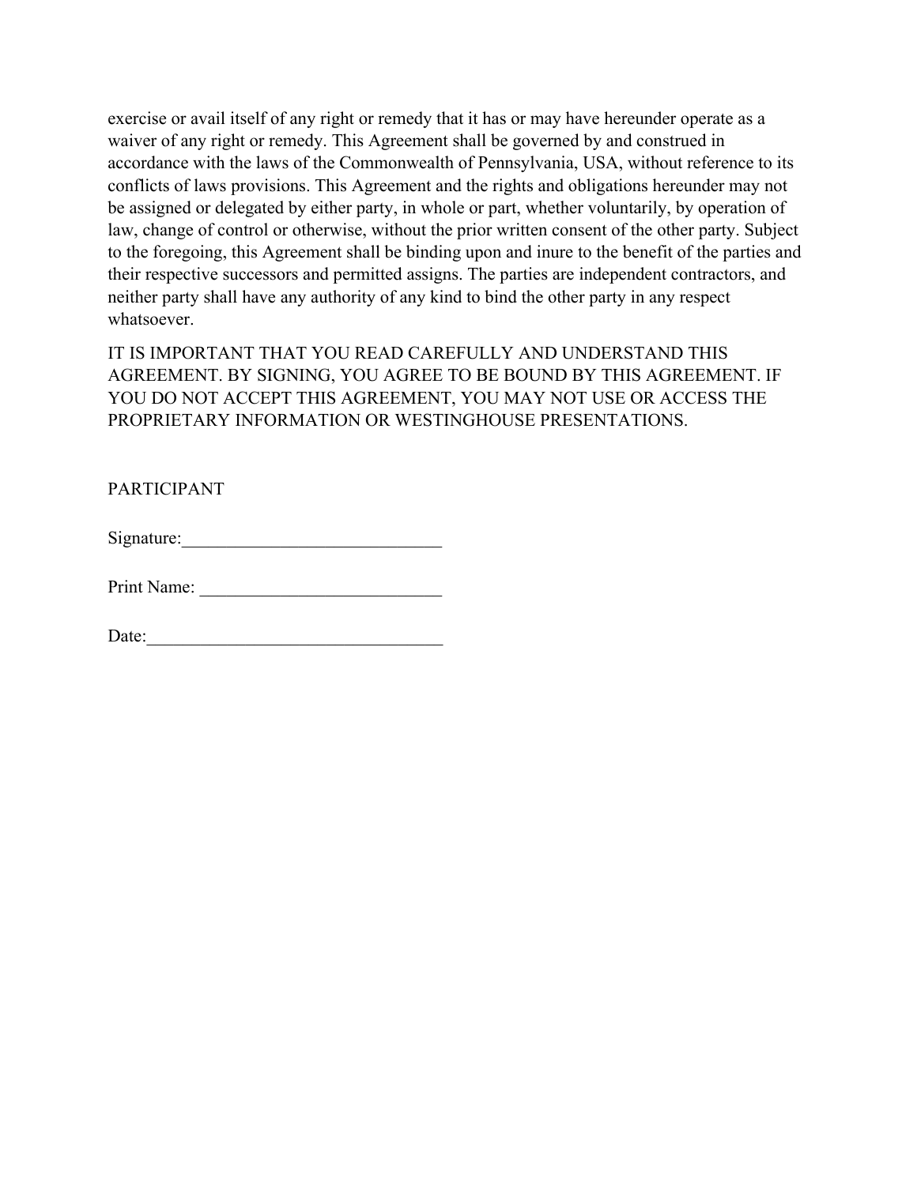exercise or avail itself of any right or remedy that it has or may have hereunder operate as a waiver of any right or remedy. This Agreement shall be governed by and construed in accordance with the laws of the Commonwealth of Pennsylvania, USA, without reference to its conflicts of laws provisions. This Agreement and the rights and obligations hereunder may not be assigned or delegated by either party, in whole or part, whether voluntarily, by operation of law, change of control or otherwise, without the prior written consent of the other party. Subject to the foregoing, this Agreement shall be binding upon and inure to the benefit of the parties and their respective successors and permitted assigns. The parties are independent contractors, and neither party shall have any authority of any kind to bind the other party in any respect whatsoever.

IT IS IMPORTANT THAT YOU READ CAREFULLY AND UNDERSTAND THIS AGREEMENT. BY SIGNING, YOU AGREE TO BE BOUND BY THIS AGREEMENT. IF YOU DO NOT ACCEPT THIS AGREEMENT, YOU MAY NOT USE OR ACCESS THE PROPRIETARY INFORMATION OR WESTINGHOUSE PRESENTATIONS.

PARTICIPANT

Signature:_____________________________

Print Name: ___________________________

Date:_________________________________